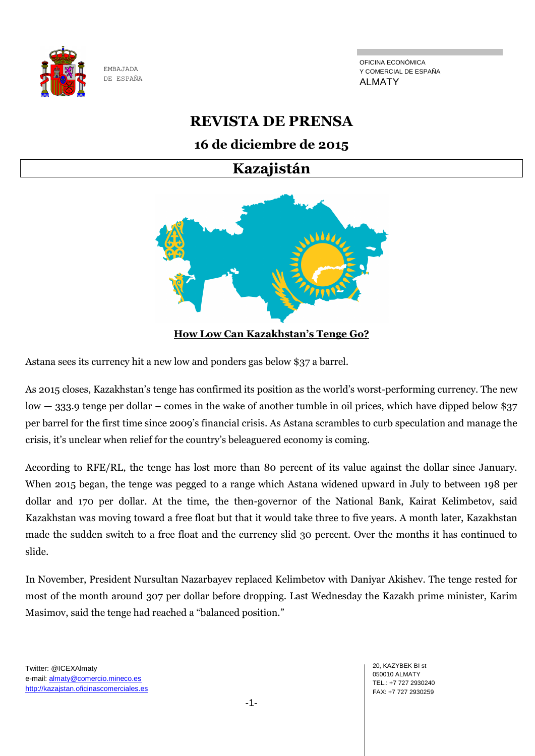EMBAJADA
DE ESPAÑA

OFICINA ECONÓMICA
Y COMERCIAL DE ESPAÑA
ALMATY

# REVISTA DE PRENSA

## 16 de diciembre de 2015

## Kazajistán

**How Low Can Kazakhstan's Tenge Go?**

Astana sees its currency hit a new low and ponders gas below $37 a barrel.

As 2015 closes, Kazakhstan's tenge has confirmed its position as the world's worst-performing currency. The new low — 333.9 tenge per dollar – comes in the wake of another tumble in oil prices, which have dipped below $37 per barrel for the first time since 2009's financial crisis. As Astana scrambles to curb speculation and manage the crisis, it's unclear when relief for the country's beleaguered economy is coming.

According to RFE/RL, the tenge has lost more than 80 percent of its value against the dollar since January. When 2015 began, the tenge was pegged to a range which Astana widened upward in July to between 198 per dollar and 170 per dollar. At the time, the then-governor of the National Bank, Kairat Kelimbetov, said Kazakhstan was moving toward a free float but that it would take three to five years. A month later, Kazakhstan made the sudden switch to a free float and the currency slid 30 percent. Over the months it has continued to slide.

In November, President Nursultan Nazarbayev replaced Kelimbetov with Daniyar Akishev. The tenge rested for most of the month around 307 per dollar before dropping. Last Wednesday the Kazakh prime minister, Karim Masimov, said the tenge had reached a "balanced position."

Twitter: @ICEXAlmaty
e-mail: almaty@comercio.mineco.es
http://kazajstan.oficinascomerciales.es

20, KAZYBEK BI st
050010 ALMATY
TEL.: +7 727 2930240
FAX: +7 727 2930259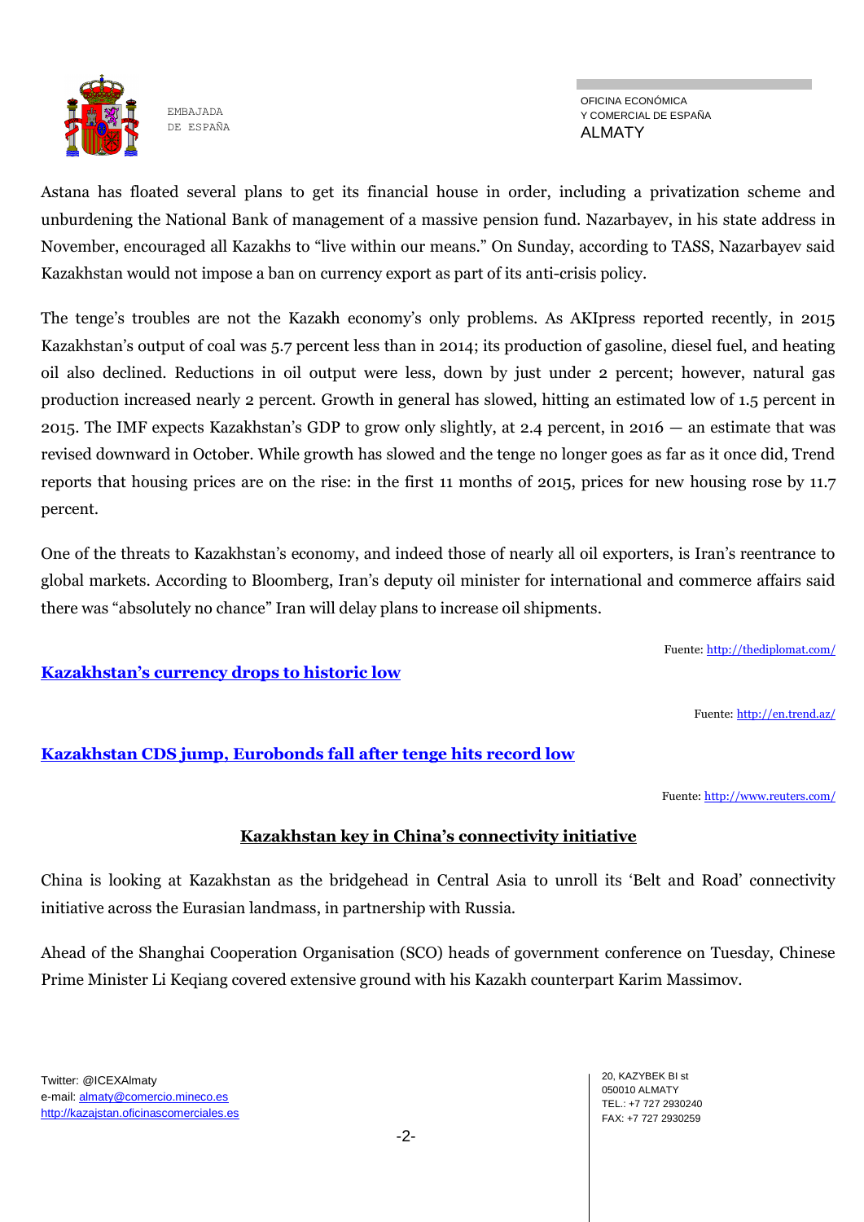Astana has floated several plans to get its financial house in order, including a privatization scheme and unburdening the National Bank of management of a massive pension fund. Nazarbayev, in his state address in November, encouraged all Kazakhs to "live within our means." On Sunday, according to TASS, Nazarbayev said Kazakhstan would not impose a ban on currency export as part of its anti-crisis policy.

The tenge's troubles are not the Kazakh economy's only problems. As AKIpress reported recently, in 2015 Kazakhstan's output of coal was 5.7 percent less than in 2014; its production of gasoline, diesel fuel, and heating oil also declined. Reductions in oil output were less, down by just under 2 percent; however, natural gas production increased nearly 2 percent. Growth in general has slowed, hitting an estimated low of 1.5 percent in 2015. The IMF expects Kazakhstan's GDP to grow only slightly, at 2.4 percent, in 2016 — an estimate that was revised downward in October. While growth has slowed and the tenge no longer goes as far as it once did, Trend reports that housing prices are on the rise: in the first 11 months of 2015, prices for new housing rose by 11.7 percent.

One of the threats to Kazakhstan's economy, and indeed those of nearly all oil exporters, is Iran's reentrance to global markets. According to Bloomberg, Iran's deputy oil minister for international and commerce affairs said there was "absolutely no chance" Iran will delay plans to increase oil shipments.

Fuente: http://thediplomat.com/

**Kazakhstan's currency drops to historic low**

Fuente: http://en.trend.az/

**Kazakhstan CDS jump, Eurobonds fall after tenge hits record low**

Fuente: http://www.reuters.com/

## Kazakhstan key in China's connectivity initiative

China is looking at Kazakhstan as the bridgehead in Central Asia to unroll its 'Belt and Road' connectivity initiative across the Eurasian landmass, in partnership with Russia.

Ahead of the Shanghai Cooperation Organisation (SCO) heads of government conference on Tuesday, Chinese Prime Minister Li Keqiang covered extensive ground with his Kazakh counterpart Karim Massimov.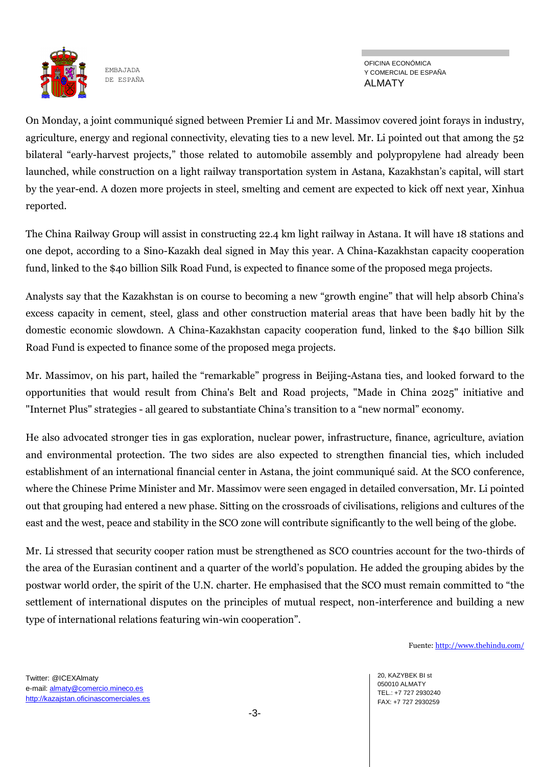On Monday, a joint communiqué signed between Premier Li and Mr. Massimov covered joint forays in industry, agriculture, energy and regional connectivity, elevating ties to a new level. Mr. Li pointed out that among the 52 bilateral "early-harvest projects," those related to automobile assembly and polypropylene had already been launched, while construction on a light railway transportation system in Astana, Kazakhstan's capital, will start by the year-end. A dozen more projects in steel, smelting and cement are expected to kick off next year, Xinhua reported.

The China Railway Group will assist in constructing 22.4 km light railway in Astana. It will have 18 stations and one depot, according to a Sino-Kazakh deal signed in May this year. A China-Kazakhstan capacity cooperation fund, linked to the $40 billion Silk Road Fund, is expected to finance some of the proposed mega projects.

Analysts say that the Kazakhstan is on course to becoming a new "growth engine" that will help absorb China's excess capacity in cement, steel, glass and other construction material areas that have been badly hit by the domestic economic slowdown. A China-Kazakhstan capacity cooperation fund, linked to the $40 billion Silk Road Fund is expected to finance some of the proposed mega projects.

Mr. Massimov, on his part, hailed the "remarkable" progress in Beijing-Astana ties, and looked forward to the opportunities that would result from China's Belt and Road projects, "Made in China 2025" initiative and "Internet Plus" strategies - all geared to substantiate China's transition to a "new normal" economy.

He also advocated stronger ties in gas exploration, nuclear power, infrastructure, finance, agriculture, aviation and environmental protection. The two sides are also expected to strengthen financial ties, which included establishment of an international financial center in Astana, the joint communiqué said. At the SCO conference, where the Chinese Prime Minister and Mr. Massimov were seen engaged in detailed conversation, Mr. Li pointed out that grouping had entered a new phase. Sitting on the crossroads of civilisations, religions and cultures of the east and the west, peace and stability in the SCO zone will contribute significantly to the well being of the globe.

Mr. Li stressed that security cooper ration must be strengthened as SCO countries account for the two-thirds of the area of the Eurasian continent and a quarter of the world's population. He added the grouping abides by the postwar world order, the spirit of the U.N. charter. He emphasised that the SCO must remain committed to "the settlement of international disputes on the principles of mutual respect, non-interference and building a new type of international relations featuring win-win cooperation".

Fuente: http://www.thehindu.com/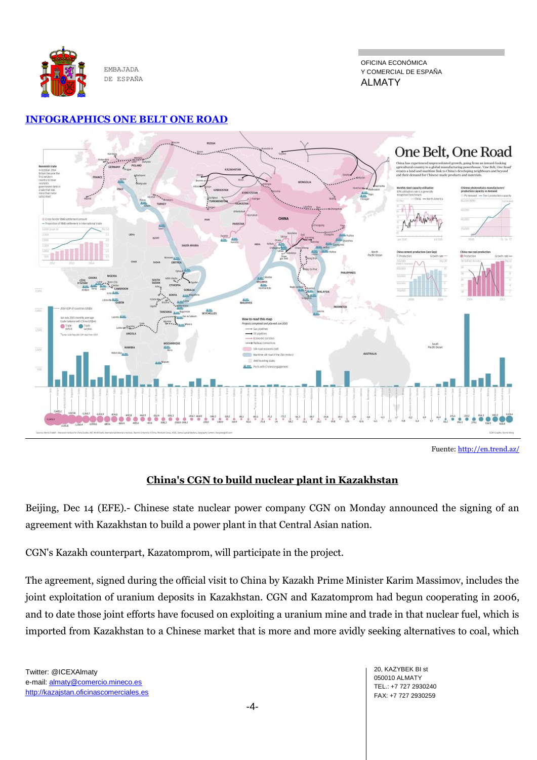## INFOGRAPHICS ONE BELT ONE ROAD

Fuente: http://en.trend.az/

## China's CGN to build nuclear plant in Kazakhstan

Beijing, Dec 14 (EFE).- Chinese state nuclear power company CGN on Monday announced the signing of an agreement with Kazakhstan to build a power plant in that Central Asian nation.

CGN's Kazakh counterpart, Kazatomprom, will participate in the project.

The agreement, signed during the official visit to China by Kazakh Prime Minister Karim Massimov, includes the joint exploitation of uranium deposits in Kazakhstan. CGN and Kazatomprom had begun cooperating in 2006, and to date those joint efforts have focused on exploiting a uranium mine and trade in that nuclear fuel, which is imported from Kazakhstan to a Chinese market that is more and more avidly seeking alternatives to coal, which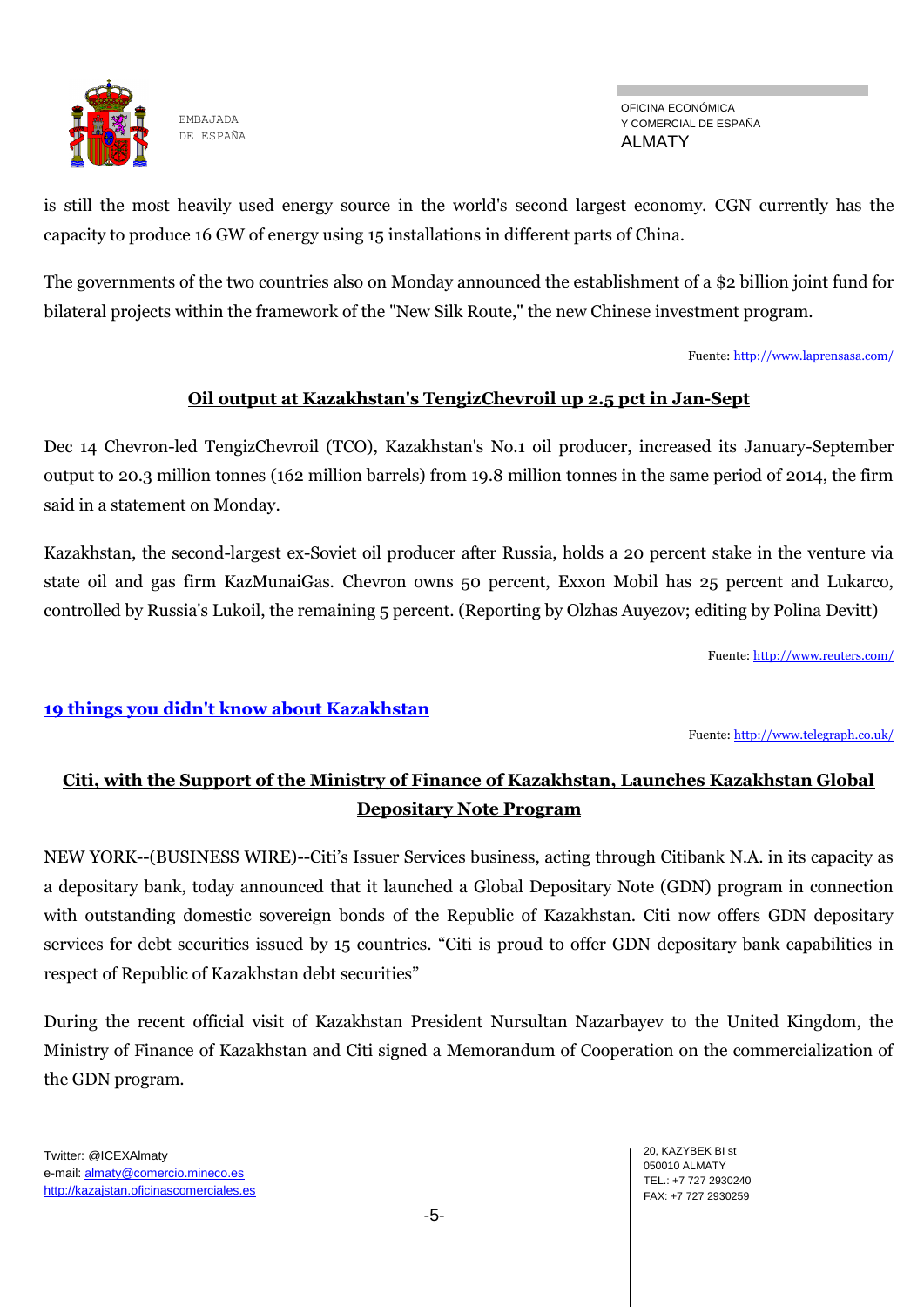is still the most heavily used energy source in the world's second largest economy. CGN currently has the capacity to produce 16 GW of energy using 15 installations in different parts of China.

The governments of the two countries also on Monday announced the establishment of a $2 billion joint fund for bilateral projects within the framework of the "New Silk Route," the new Chinese investment program.

Fuente: http://www.laprensasa.com/

## Oil output at Kazakhstan's TengizChevroil up 2.5 pct in Jan-Sept

Dec 14 Chevron-led TengizChevroil (TCO), Kazakhstan's No.1 oil producer, increased its January-September output to 20.3 million tonnes (162 million barrels) from 19.8 million tonnes in the same period of 2014, the firm said in a statement on Monday.

Kazakhstan, the second-largest ex-Soviet oil producer after Russia, holds a 20 percent stake in the venture via state oil and gas firm KazMunaiGas. Chevron owns 50 percent, Exxon Mobil has 25 percent and Lukarco, controlled by Russia's Lukoil, the remaining 5 percent. (Reporting by Olzhas Auyezov; editing by Polina Devitt)

Fuente: http://www.reuters.com/

## 19 things you didn't know about Kazakhstan

Fuente: http://www.telegraph.co.uk/

## Citi, with the Support of the Ministry of Finance of Kazakhstan, Launches Kazakhstan Global Depositary Note Program

NEW YORK--(BUSINESS WIRE)--Citi's Issuer Services business, acting through Citibank N.A. in its capacity as a depositary bank, today announced that it launched a Global Depositary Note (GDN) program in connection with outstanding domestic sovereign bonds of the Republic of Kazakhstan. Citi now offers GDN depositary services for debt securities issued by 15 countries. "Citi is proud to offer GDN depositary bank capabilities in respect of Republic of Kazakhstan debt securities"

During the recent official visit of Kazakhstan President Nursultan Nazarbayev to the United Kingdom, the Ministry of Finance of Kazakhstan and Citi signed a Memorandum of Cooperation on the commercialization of the GDN program.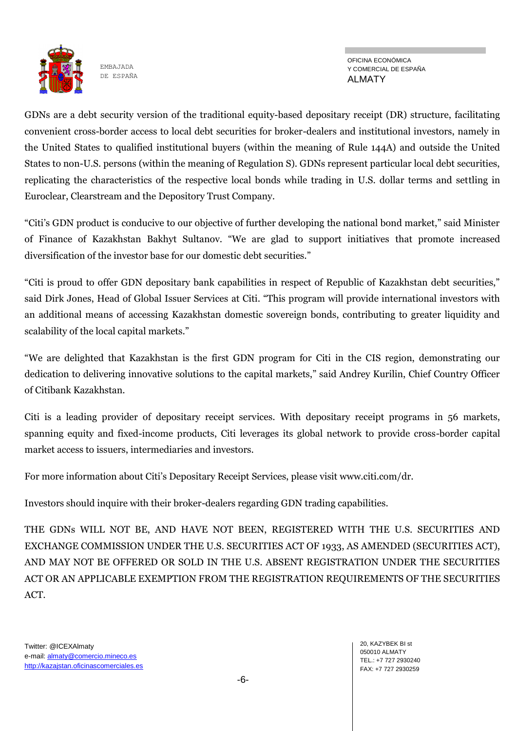GDNs are a debt security version of the traditional equity-based depositary receipt (DR) structure, facilitating convenient cross-border access to local debt securities for broker-dealers and institutional investors, namely in the United States to qualified institutional buyers (within the meaning of Rule 144A) and outside the United States to non-U.S. persons (within the meaning of Regulation S). GDNs represent particular local debt securities, replicating the characteristics of the respective local bonds while trading in U.S. dollar terms and settling in Euroclear, Clearstream and the Depository Trust Company.

"Citi's GDN product is conducive to our objective of further developing the national bond market," said Minister of Finance of Kazakhstan Bakhyt Sultanov. "We are glad to support initiatives that promote increased diversification of the investor base for our domestic debt securities."

"Citi is proud to offer GDN depositary bank capabilities in respect of Republic of Kazakhstan debt securities," said Dirk Jones, Head of Global Issuer Services at Citi. "This program will provide international investors with an additional means of accessing Kazakhstan domestic sovereign bonds, contributing to greater liquidity and scalability of the local capital markets."

"We are delighted that Kazakhstan is the first GDN program for Citi in the CIS region, demonstrating our dedication to delivering innovative solutions to the capital markets," said Andrey Kurilin, Chief Country Officer of Citibank Kazakhstan.

Citi is a leading provider of depositary receipt services. With depositary receipt programs in 56 markets, spanning equity and fixed-income products, Citi leverages its global network to provide cross-border capital market access to issuers, intermediaries and investors.

For more information about Citi's Depositary Receipt Services, please visit www.citi.com/dr.

Investors should inquire with their broker-dealers regarding GDN trading capabilities.

THE GDNs WILL NOT BE, AND HAVE NOT BEEN, REGISTERED WITH THE U.S. SECURITIES AND EXCHANGE COMMISSION UNDER THE U.S. SECURITIES ACT OF 1933, AS AMENDED (SECURITIES ACT), AND MAY NOT BE OFFERED OR SOLD IN THE U.S. ABSENT REGISTRATION UNDER THE SECURITIES ACT OR AN APPLICABLE EXEMPTION FROM THE REGISTRATION REQUIREMENTS OF THE SECURITIES ACT.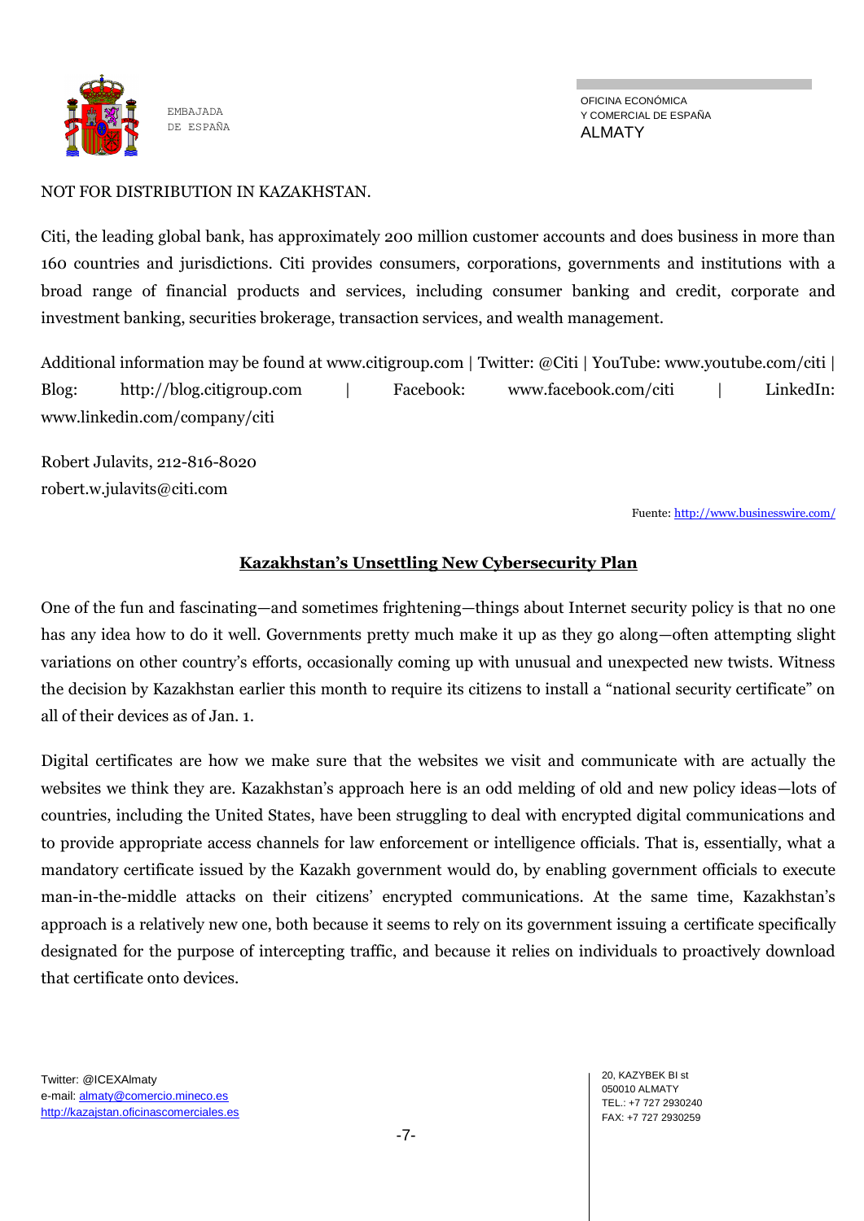NOT FOR DISTRIBUTION IN KAZAKHSTAN.

Citi, the leading global bank, has approximately 200 million customer accounts and does business in more than 160 countries and jurisdictions. Citi provides consumers, corporations, governments and institutions with a broad range of financial products and services, including consumer banking and credit, corporate and investment banking, securities brokerage, transaction services, and wealth management.

Additional information may be found at www.citigroup.com | Twitter: @Citi | YouTube: www.youtube.com/citi | Blog: http://blog.citigroup.com | Facebook: www.facebook.com/citi | LinkedIn: www.linkedin.com/company/citi

Robert Julavits, 212-816-8020
robert.w.julavits@citi.com

Fuente: http://www.businesswire.com/

## Kazakhstan's Unsettling New Cybersecurity Plan

One of the fun and fascinating—and sometimes frightening—things about Internet security policy is that no one has any idea how to do it well. Governments pretty much make it up as they go along—often attempting slight variations on other country's efforts, occasionally coming up with unusual and unexpected new twists. Witness the decision by Kazakhstan earlier this month to require its citizens to install a "national security certificate" on all of their devices as of Jan. 1.

Digital certificates are how we make sure that the websites we visit and communicate with are actually the websites we think they are. Kazakhstan's approach here is an odd melding of old and new policy ideas—lots of countries, including the United States, have been struggling to deal with encrypted digital communications and to provide appropriate access channels for law enforcement or intelligence officials. That is, essentially, what a mandatory certificate issued by the Kazakh government would do, by enabling government officials to execute man-in-the-middle attacks on their citizens' encrypted communications. At the same time, Kazakhstan's approach is a relatively new one, both because it seems to rely on its government issuing a certificate specifically designated for the purpose of intercepting traffic, and because it relies on individuals to proactively download that certificate onto devices.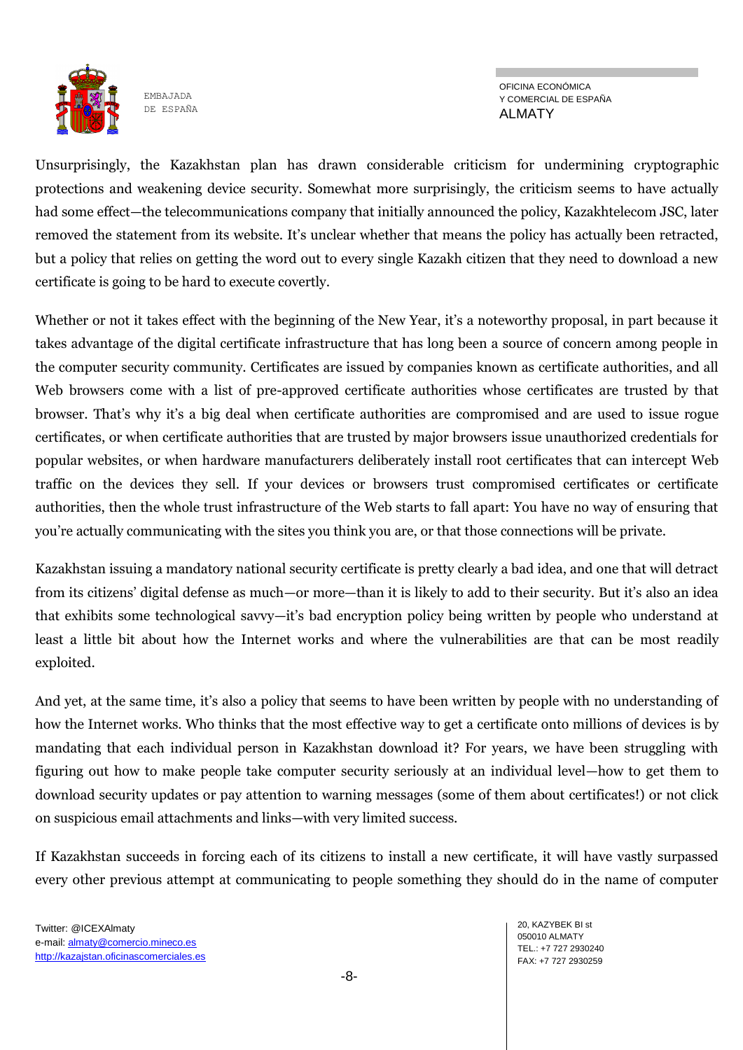Unsurprisingly, the Kazakhstan plan has drawn considerable criticism for undermining cryptographic protections and weakening device security. Somewhat more surprisingly, the criticism seems to have actually had some effect—the telecommunications company that initially announced the policy, Kazakhtelecom JSC, later removed the statement from its website. It's unclear whether that means the policy has actually been retracted, but a policy that relies on getting the word out to every single Kazakh citizen that they need to download a new certificate is going to be hard to execute covertly.

Whether or not it takes effect with the beginning of the New Year, it's a noteworthy proposal, in part because it takes advantage of the digital certificate infrastructure that has long been a source of concern among people in the computer security community. Certificates are issued by companies known as certificate authorities, and all Web browsers come with a list of pre-approved certificate authorities whose certificates are trusted by that browser. That's why it's a big deal when certificate authorities are compromised and are used to issue rogue certificates, or when certificate authorities that are trusted by major browsers issue unauthorized credentials for popular websites, or when hardware manufacturers deliberately install root certificates that can intercept Web traffic on the devices they sell. If your devices or browsers trust compromised certificates or certificate authorities, then the whole trust infrastructure of the Web starts to fall apart: You have no way of ensuring that you're actually communicating with the sites you think you are, or that those connections will be private.

Kazakhstan issuing a mandatory national security certificate is pretty clearly a bad idea, and one that will detract from its citizens' digital defense as much—or more—than it is likely to add to their security. But it's also an idea that exhibits some technological savvy—it's bad encryption policy being written by people who understand at least a little bit about how the Internet works and where the vulnerabilities are that can be most readily exploited.

And yet, at the same time, it's also a policy that seems to have been written by people with no understanding of how the Internet works. Who thinks that the most effective way to get a certificate onto millions of devices is by mandating that each individual person in Kazakhstan download it? For years, we have been struggling with figuring out how to make people take computer security seriously at an individual level—how to get them to download security updates or pay attention to warning messages (some of them about certificates!) or not click on suspicious email attachments and links—with very limited success.

If Kazakhstan succeeds in forcing each of its citizens to install a new certificate, it will have vastly surpassed every other previous attempt at communicating to people something they should do in the name of computer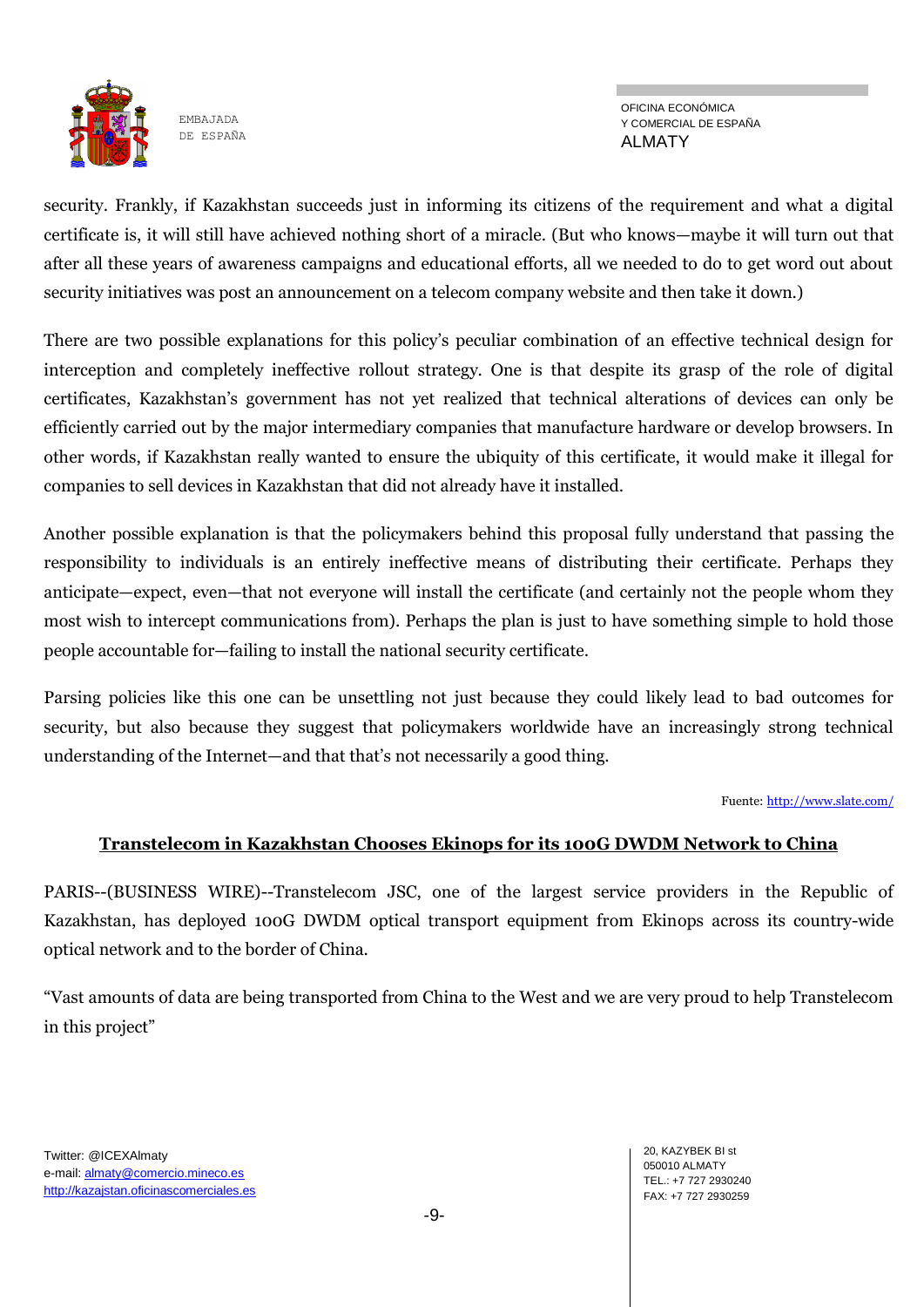security. Frankly, if Kazakhstan succeeds just in informing its citizens of the requirement and what a digital certificate is, it will still have achieved nothing short of a miracle. (But who knows—maybe it will turn out that after all these years of awareness campaigns and educational efforts, all we needed to do to get word out about security initiatives was post an announcement on a telecom company website and then take it down.)

There are two possible explanations for this policy's peculiar combination of an effective technical design for interception and completely ineffective rollout strategy. One is that despite its grasp of the role of digital certificates, Kazakhstan's government has not yet realized that technical alterations of devices can only be efficiently carried out by the major intermediary companies that manufacture hardware or develop browsers. In other words, if Kazakhstan really wanted to ensure the ubiquity of this certificate, it would make it illegal for companies to sell devices in Kazakhstan that did not already have it installed.

Another possible explanation is that the policymakers behind this proposal fully understand that passing the responsibility to individuals is an entirely ineffective means of distributing their certificate. Perhaps they anticipate—expect, even—that not everyone will install the certificate (and certainly not the people whom they most wish to intercept communications from). Perhaps the plan is just to have something simple to hold those people accountable for—failing to install the national security certificate.

Parsing policies like this one can be unsettling not just because they could likely lead to bad outcomes for security, but also because they suggest that policymakers worldwide have an increasingly strong technical understanding of the Internet—and that that's not necessarily a good thing.

Fuente: http://www.slate.com/

## Transtelecom in Kazakhstan Chooses Ekinops for its 100G DWDM Network to China

PARIS--(BUSINESS WIRE)--Transtelecom JSC, one of the largest service providers in the Republic of Kazakhstan, has deployed 100G DWDM optical transport equipment from Ekinops across its country-wide optical network and to the border of China.

"Vast amounts of data are being transported from China to the West and we are very proud to help Transtelecom in this project"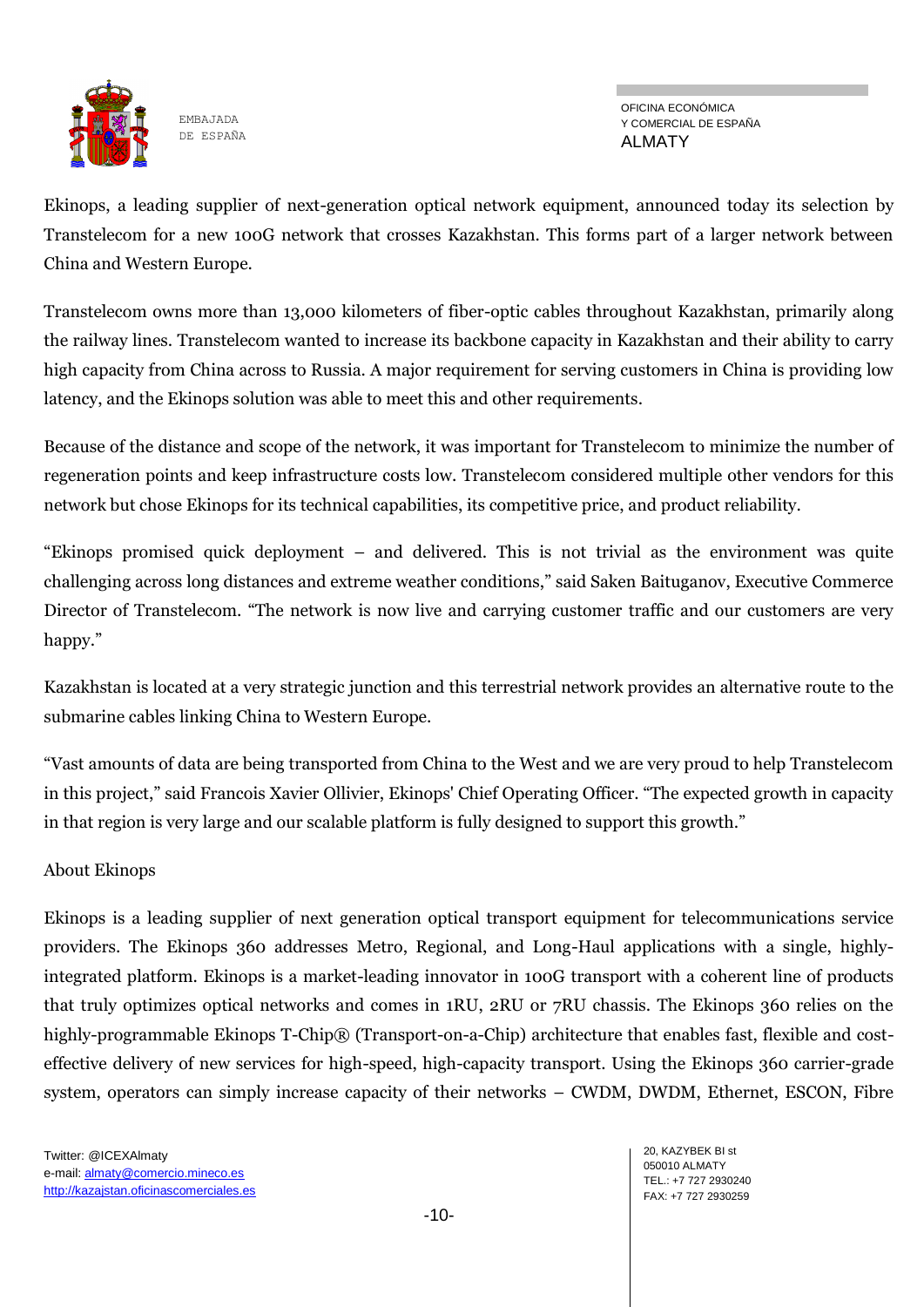Ekinops, a leading supplier of next-generation optical network equipment, announced today its selection by Transtelecom for a new 100G network that crosses Kazakhstan. This forms part of a larger network between China and Western Europe.

Transtelecom owns more than 13,000 kilometers of fiber-optic cables throughout Kazakhstan, primarily along the railway lines. Transtelecom wanted to increase its backbone capacity in Kazakhstan and their ability to carry high capacity from China across to Russia. A major requirement for serving customers in China is providing low latency, and the Ekinops solution was able to meet this and other requirements.

Because of the distance and scope of the network, it was important for Transtelecom to minimize the number of regeneration points and keep infrastructure costs low. Transtelecom considered multiple other vendors for this network but chose Ekinops for its technical capabilities, its competitive price, and product reliability.

"Ekinops promised quick deployment – and delivered. This is not trivial as the environment was quite challenging across long distances and extreme weather conditions," said Saken Baituganov, Executive Commerce Director of Transtelecom. "The network is now live and carrying customer traffic and our customers are very happy."

Kazakhstan is located at a very strategic junction and this terrestrial network provides an alternative route to the submarine cables linking China to Western Europe.

"Vast amounts of data are being transported from China to the West and we are very proud to help Transtelecom in this project," said Francois Xavier Ollivier, Ekinops' Chief Operating Officer. "The expected growth in capacity in that region is very large and our scalable platform is fully designed to support this growth."

About Ekinops

Ekinops is a leading supplier of next generation optical transport equipment for telecommunications service providers. The Ekinops 360 addresses Metro, Regional, and Long-Haul applications with a single, highly-integrated platform. Ekinops is a market-leading innovator in 100G transport with a coherent line of products that truly optimizes optical networks and comes in 1RU, 2RU or 7RU chassis. The Ekinops 360 relies on the highly-programmable Ekinops T-Chip® (Transport-on-a-Chip) architecture that enables fast, flexible and cost-effective delivery of new services for high-speed, high-capacity transport. Using the Ekinops 360 carrier-grade system, operators can simply increase capacity of their networks – CWDM, DWDM, Ethernet, ESCON, Fibre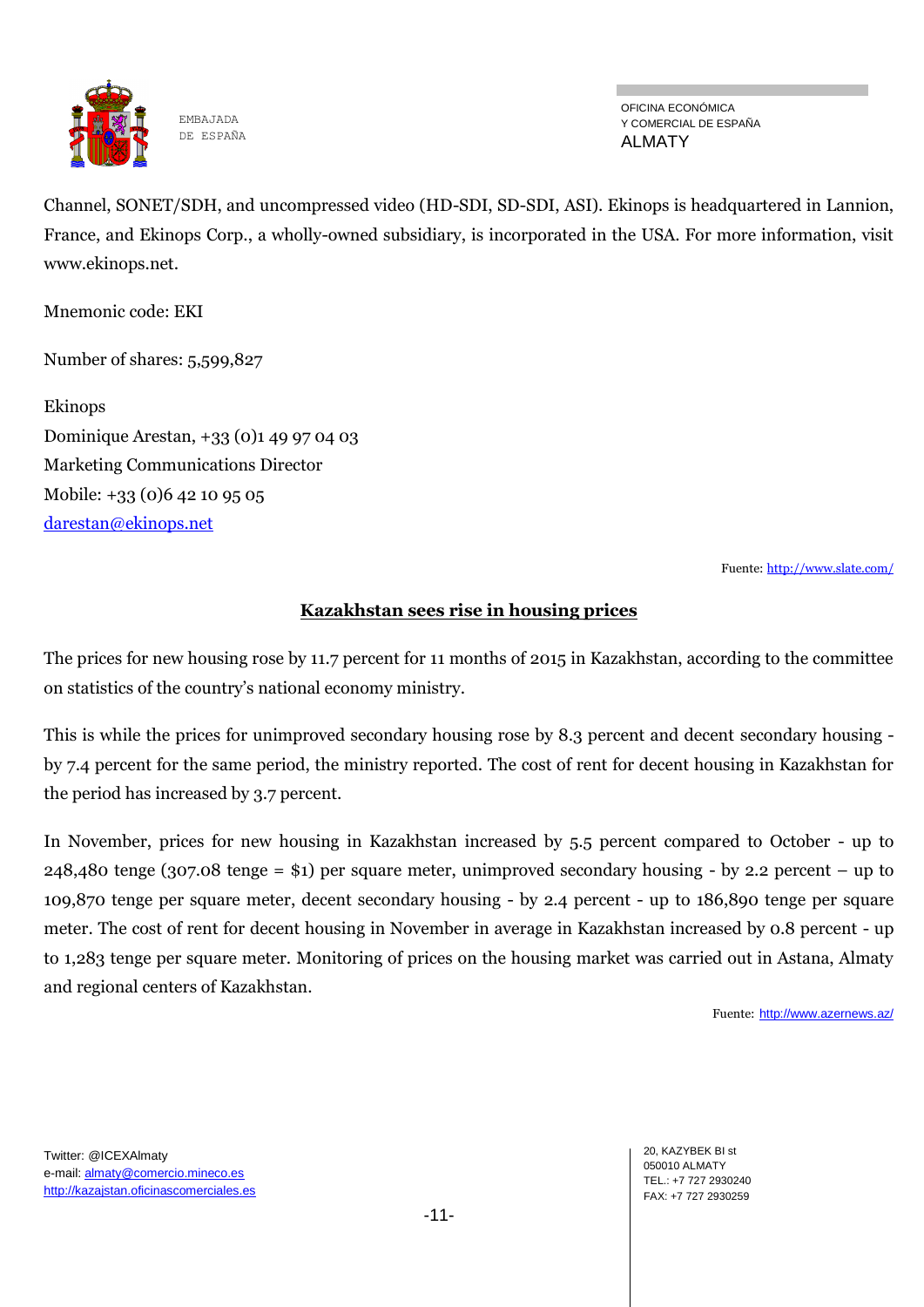Channel, SONET/SDH, and uncompressed video (HD-SDI, SD-SDI, ASI). Ekinops is headquartered in Lannion, France, and Ekinops Corp., a wholly-owned subsidiary, is incorporated in the USA. For more information, visit www.ekinops.net.

Mnemonic code: EKI

Number of shares: 5,599,827

Ekinops
Dominique Arestan, +33 (0)1 49 97 04 03
Marketing Communications Director
Mobile: +33 (0)6 42 10 95 05
darestan@ekinops.net

Fuente: http://www.slate.com/

## Kazakhstan sees rise in housing prices

The prices for new housing rose by 11.7 percent for 11 months of 2015 in Kazakhstan, according to the committee on statistics of the country's national economy ministry.

This is while the prices for unimproved secondary housing rose by 8.3 percent and decent secondary housing - by 7.4 percent for the same period, the ministry reported. The cost of rent for decent housing in Kazakhstan for the period has increased by 3.7 percent.

In November, prices for new housing in Kazakhstan increased by 5.5 percent compared to October - up to 248,480 tenge (307.08 tenge = $1) per square meter, unimproved secondary housing - by 2.2 percent – up to 109,870 tenge per square meter, decent secondary housing - by 2.4 percent - up to 186,890 tenge per square meter. The cost of rent for decent housing in November in average in Kazakhstan increased by 0.8 percent - up to 1,283 tenge per square meter. Monitoring of prices on the housing market was carried out in Astana, Almaty and regional centers of Kazakhstan.

Fuente: http://www.azernews.az/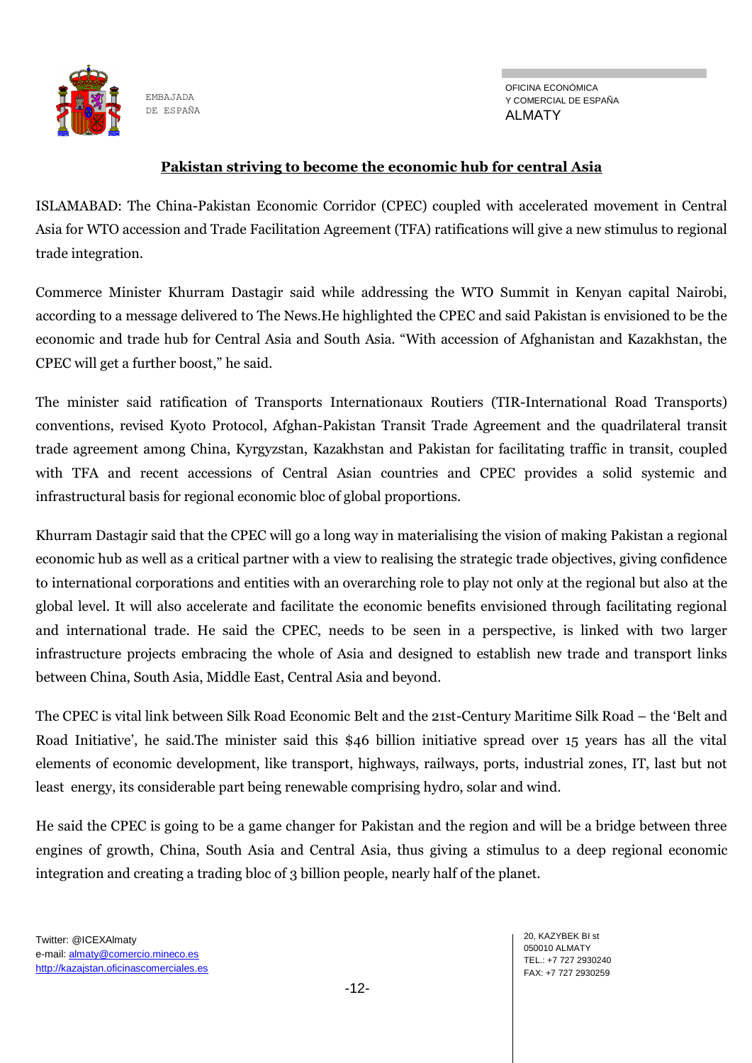**Pakistan striving to become the economic hub for central Asia**

ISLAMABAD: The China-Pakistan Economic Corridor (CPEC) coupled with accelerated movement in Central Asia for WTO accession and Trade Facilitation Agreement (TFA) ratifications will give a new stimulus to regional trade integration.

Commerce Minister Khurram Dastagir said while addressing the WTO Summit in Kenyan capital Nairobi, according to a message delivered to The News.He highlighted the CPEC and said Pakistan is envisioned to be the economic and trade hub for Central Asia and South Asia. "With accession of Afghanistan and Kazakhstan, the CPEC will get a further boost," he said.

The minister said ratification of Transports Internationaux Routiers (TIR-International Road Transports) conventions, revised Kyoto Protocol, Afghan-Pakistan Transit Trade Agreement and the quadrilateral transit trade agreement among China, Kyrgyzstan, Kazakhstan and Pakistan for facilitating traffic in transit, coupled with TFA and recent accessions of Central Asian countries and CPEC provides a solid systemic and infrastructural basis for regional economic bloc of global proportions.

Khurram Dastagir said that the CPEC will go a long way in materialising the vision of making Pakistan a regional economic hub as well as a critical partner with a view to realising the strategic trade objectives, giving confidence to international corporations and entities with an overarching role to play not only at the regional but also at the global level. It will also accelerate and facilitate the economic benefits envisioned through facilitating regional and international trade. He said the CPEC, needs to be seen in a perspective, is linked with two larger infrastructure projects embracing the whole of Asia and designed to establish new trade and transport links between China, South Asia, Middle East, Central Asia and beyond.

The CPEC is vital link between Silk Road Economic Belt and the 21st-Century Maritime Silk Road – the 'Belt and Road Initiative', he said.The minister said this $46 billion initiative spread over 15 years has all the vital elements of economic development, like transport, highways, railways, ports, industrial zones, IT, last but not least energy, its considerable part being renewable comprising hydro, solar and wind.

He said the CPEC is going to be a game changer for Pakistan and the region and will be a bridge between three engines of growth, China, South Asia and Central Asia, thus giving a stimulus to a deep regional economic integration and creating a trading bloc of 3 billion people, nearly half of the planet.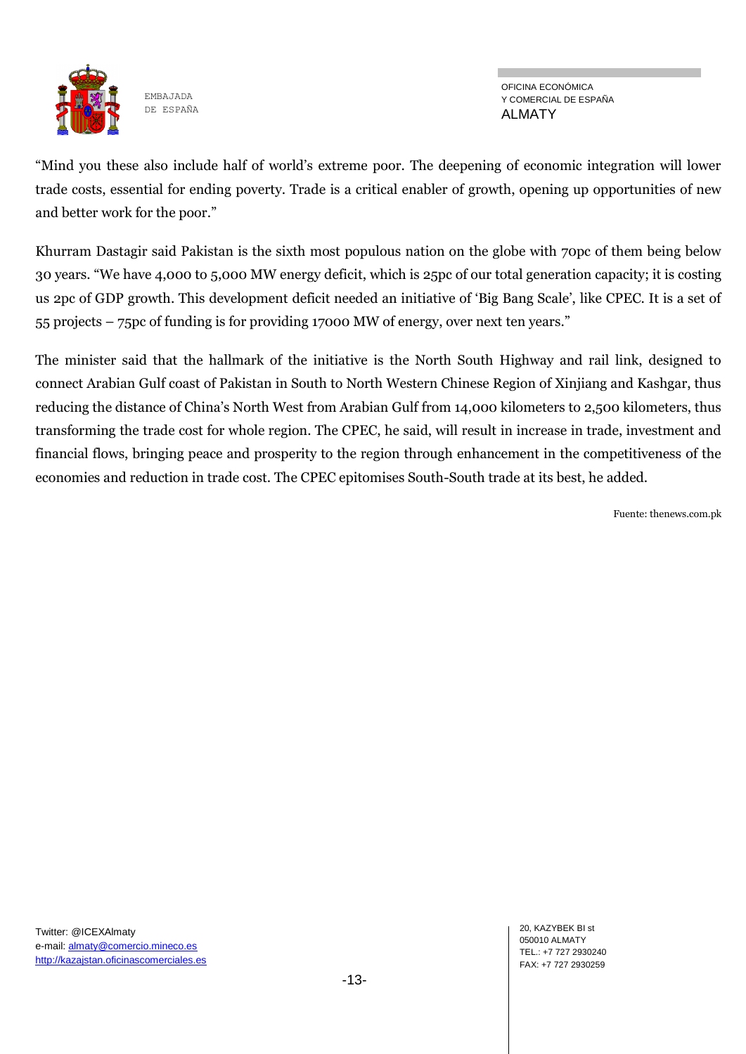"Mind you these also include half of world's extreme poor. The deepening of economic integration will lower trade costs, essential for ending poverty. Trade is a critical enabler of growth, opening up opportunities of new and better work for the poor."

Khurram Dastagir said Pakistan is the sixth most populous nation on the globe with 70pc of them being below 30 years. "We have 4,000 to 5,000 MW energy deficit, which is 25pc of our total generation capacity; it is costing us 2pc of GDP growth. This development deficit needed an initiative of 'Big Bang Scale', like CPEC. It is a set of 55 projects – 75pc of funding is for providing 17000 MW of energy, over next ten years."

The minister said that the hallmark of the initiative is the North South Highway and rail link, designed to connect Arabian Gulf coast of Pakistan in South to North Western Chinese Region of Xinjiang and Kashgar, thus reducing the distance of China's North West from Arabian Gulf from 14,000 kilometers to 2,500 kilometers, thus transforming the trade cost for whole region. The CPEC, he said, will result in increase in trade, investment and financial flows, bringing peace and prosperity to the region through enhancement in the competitiveness of the economies and reduction in trade cost. The CPEC epitomises South-South trade at its best, he added.

Fuente: thenews.com.pk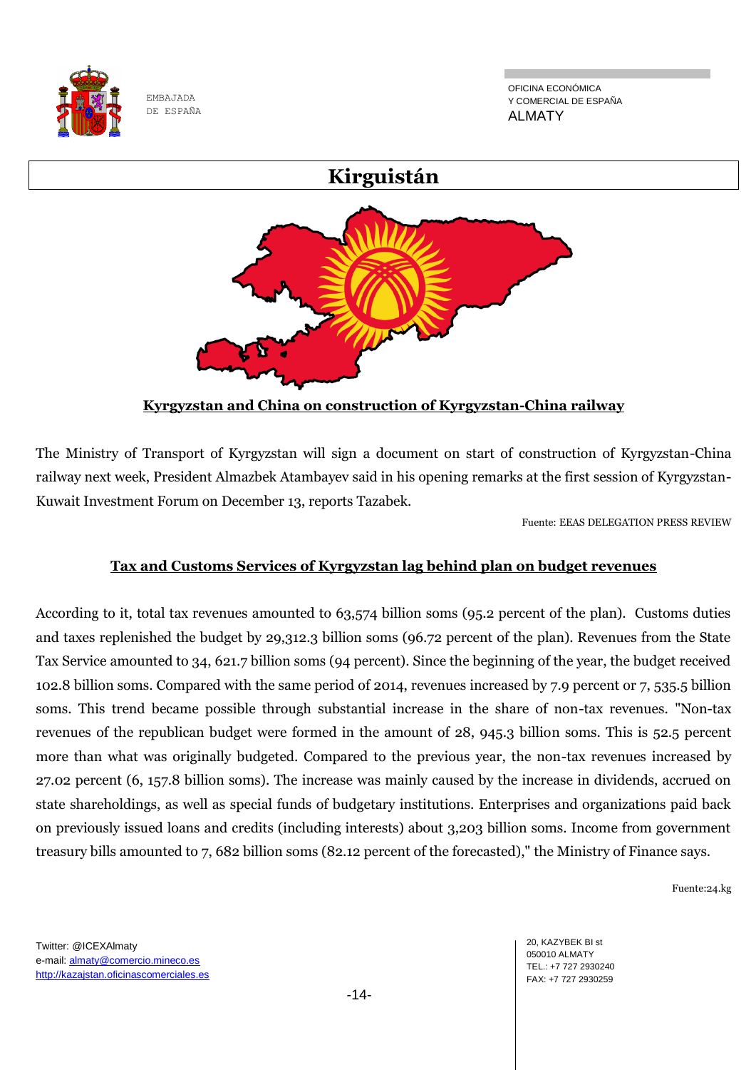# Kirguistán

**Kyrgyzstan and China on construction of Kyrgyzstan-China railway**

The Ministry of Transport of Kyrgyzstan will sign a document on start of construction of Kyrgyzstan-China railway next week, President Almazbek Atambayev said in his opening remarks at the first session of Kyrgyzstan-Kuwait Investment Forum on December 13, reports Tazabek.

Fuente: EEAS DELEGATION PRESS REVIEW

**Tax and Customs Services of Kyrgyzstan lag behind plan on budget revenues**

According to it, total tax revenues amounted to 63,574 billion soms (95.2 percent of the plan). Customs duties and taxes replenished the budget by 29,312.3 billion soms (96.72 percent of the plan). Revenues from the State Tax Service amounted to 34, 621.7 billion soms (94 percent). Since the beginning of the year, the budget received 102.8 billion soms. Compared with the same period of 2014, revenues increased by 7.9 percent or 7, 535.5 billion soms. This trend became possible through substantial increase in the share of non-tax revenues. "Non-tax revenues of the republican budget were formed in the amount of 28, 945.3 billion soms. This is 52.5 percent more than what was originally budgeted. Compared to the previous year, the non-tax revenues increased by 27.02 percent (6, 157.8 billion soms). The increase was mainly caused by the increase in dividends, accrued on state shareholdings, as well as special funds of budgetary institutions. Enterprises and organizations paid back on previously issued loans and credits (including interests) about 3,203 billion soms. Income from government treasury bills amounted to 7, 682 billion soms (82.12 percent of the forecasted)," the Ministry of Finance says.

Fuente:24.kg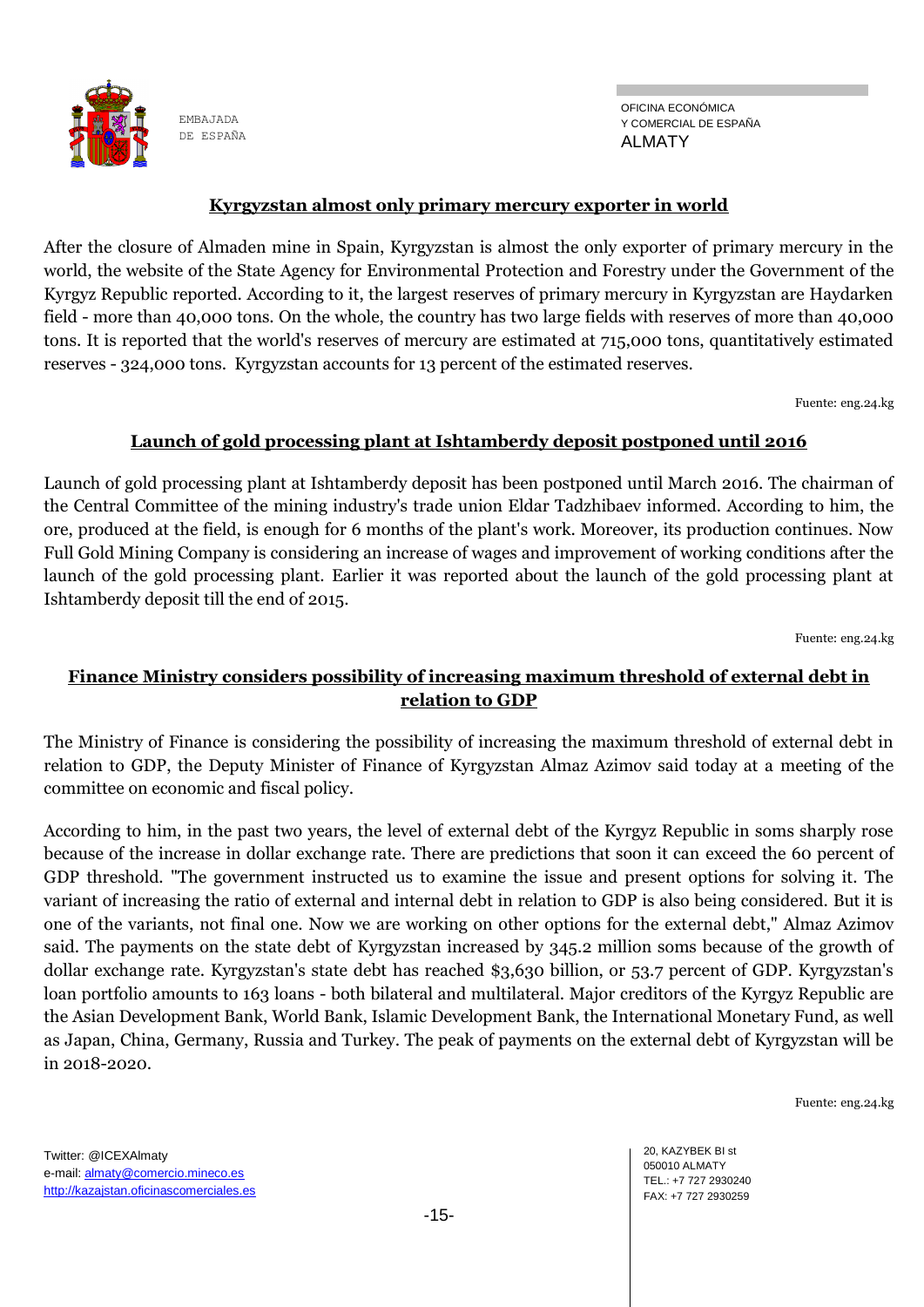## Kyrgyzstan almost only primary mercury exporter in world

After the closure of Almaden mine in Spain, Kyrgyzstan is almost the only exporter of primary mercury in the world, the website of the State Agency for Environmental Protection and Forestry under the Government of the Kyrgyz Republic reported. According to it, the largest reserves of primary mercury in Kyrgyzstan are Haydarken field - more than 40,000 tons. On the whole, the country has two large fields with reserves of more than 40,000 tons. It is reported that the world's reserves of mercury are estimated at 715,000 tons, quantitatively estimated reserves - 324,000 tons. Kyrgyzstan accounts for 13 percent of the estimated reserves.

Fuente: eng.24.kg

## Launch of gold processing plant at Ishtamberdy deposit postponed until 2016

Launch of gold processing plant at Ishtamberdy deposit has been postponed until March 2016. The chairman of the Central Committee of the mining industry's trade union Eldar Tadzhibaev informed. According to him, the ore, produced at the field, is enough for 6 months of the plant's work. Moreover, its production continues. Now Full Gold Mining Company is considering an increase of wages and improvement of working conditions after the launch of the gold processing plant. Earlier it was reported about the launch of the gold processing plant at Ishtamberdy deposit till the end of 2015.

Fuente: eng.24.kg

## Finance Ministry considers possibility of increasing maximum threshold of external debt in relation to GDP

The Ministry of Finance is considering the possibility of increasing the maximum threshold of external debt in relation to GDP, the Deputy Minister of Finance of Kyrgyzstan Almaz Azimov said today at a meeting of the committee on economic and fiscal policy.

According to him, in the past two years, the level of external debt of the Kyrgyz Republic in soms sharply rose because of the increase in dollar exchange rate. There are predictions that soon it can exceed the 60 percent of GDP threshold. "The government instructed us to examine the issue and present options for solving it. The variant of increasing the ratio of external and internal debt in relation to GDP is also being considered. But it is one of the variants, not final one. Now we are working on other options for the external debt," Almaz Azimov said. The payments on the state debt of Kyrgyzstan increased by 345.2 million soms because of the growth of dollar exchange rate. Kyrgyzstan's state debt has reached $3,630 billion, or 53.7 percent of GDP. Kyrgyzstan's loan portfolio amounts to 163 loans - both bilateral and multilateral. Major creditors of the Kyrgyz Republic are the Asian Development Bank, World Bank, Islamic Development Bank, the International Monetary Fund, as well as Japan, China, Germany, Russia and Turkey. The peak of payments on the external debt of Kyrgyzstan will be in 2018-2020.

Fuente: eng.24.kg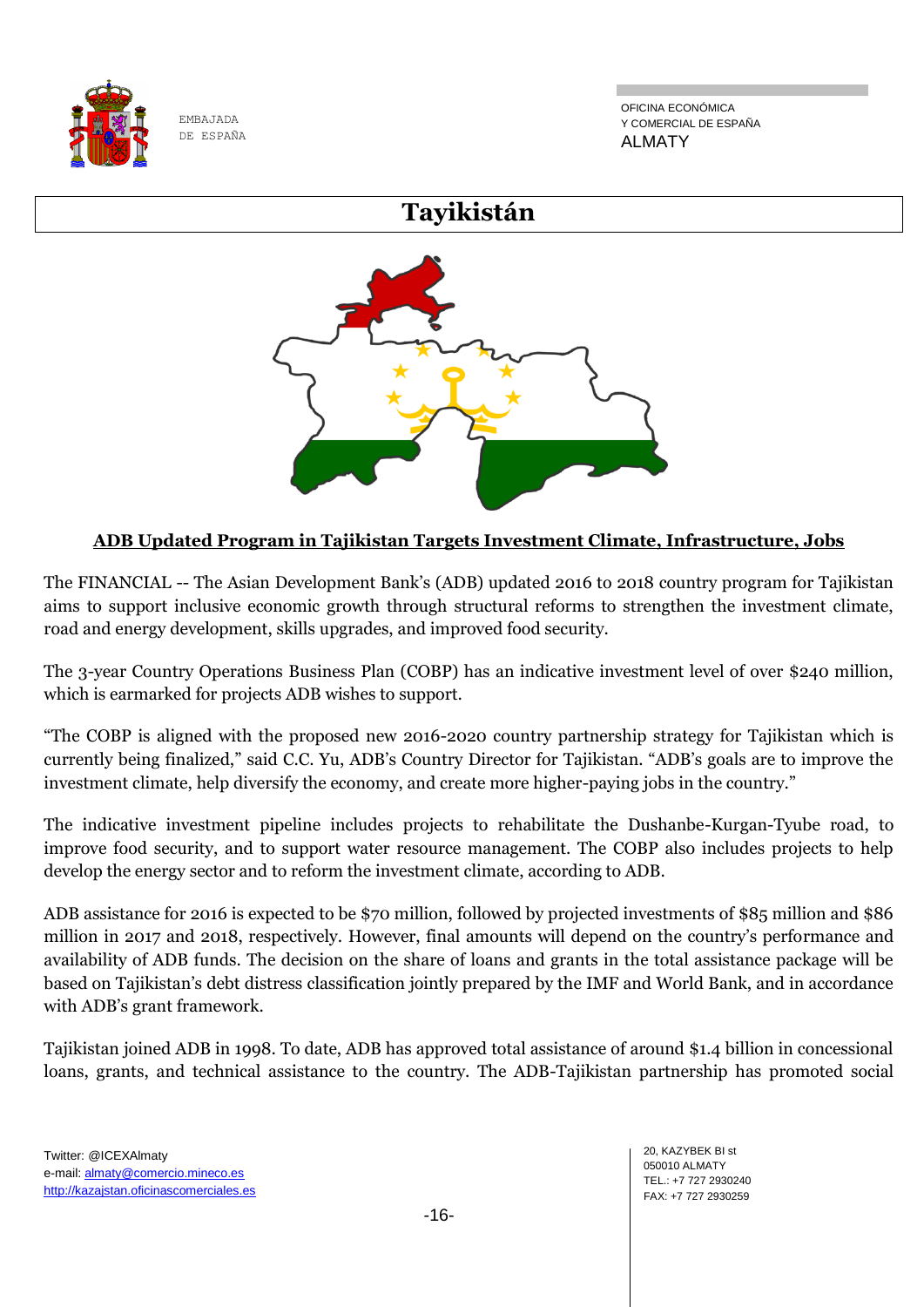# Tayikistán

## ADB Updated Program in Tajikistan Targets Investment Climate, Infrastructure, Jobs

The FINANCIAL -- The Asian Development Bank's (ADB) updated 2016 to 2018 country program for Tajikistan aims to support inclusive economic growth through structural reforms to strengthen the investment climate, road and energy development, skills upgrades, and improved food security.

The 3-year Country Operations Business Plan (COBP) has an indicative investment level of over $240 million, which is earmarked for projects ADB wishes to support.

"The COBP is aligned with the proposed new 2016-2020 country partnership strategy for Tajikistan which is currently being finalized," said C.C. Yu, ADB's Country Director for Tajikistan. "ADB's goals are to improve the investment climate, help diversify the economy, and create more higher-paying jobs in the country."

The indicative investment pipeline includes projects to rehabilitate the Dushanbe-Kurgan-Tyube road, to improve food security, and to support water resource management. The COBP also includes projects to help develop the energy sector and to reform the investment climate, according to ADB.

ADB assistance for 2016 is expected to be $70 million, followed by projected investments of $85 million and $86 million in 2017 and 2018, respectively. However, final amounts will depend on the country's performance and availability of ADB funds. The decision on the share of loans and grants in the total assistance package will be based on Tajikistan's debt distress classification jointly prepared by the IMF and World Bank, and in accordance with ADB's grant framework.

Tajikistan joined ADB in 1998. To date, ADB has approved total assistance of around $1.4 billion in concessional loans, grants, and technical assistance to the country. The ADB-Tajikistan partnership has promoted social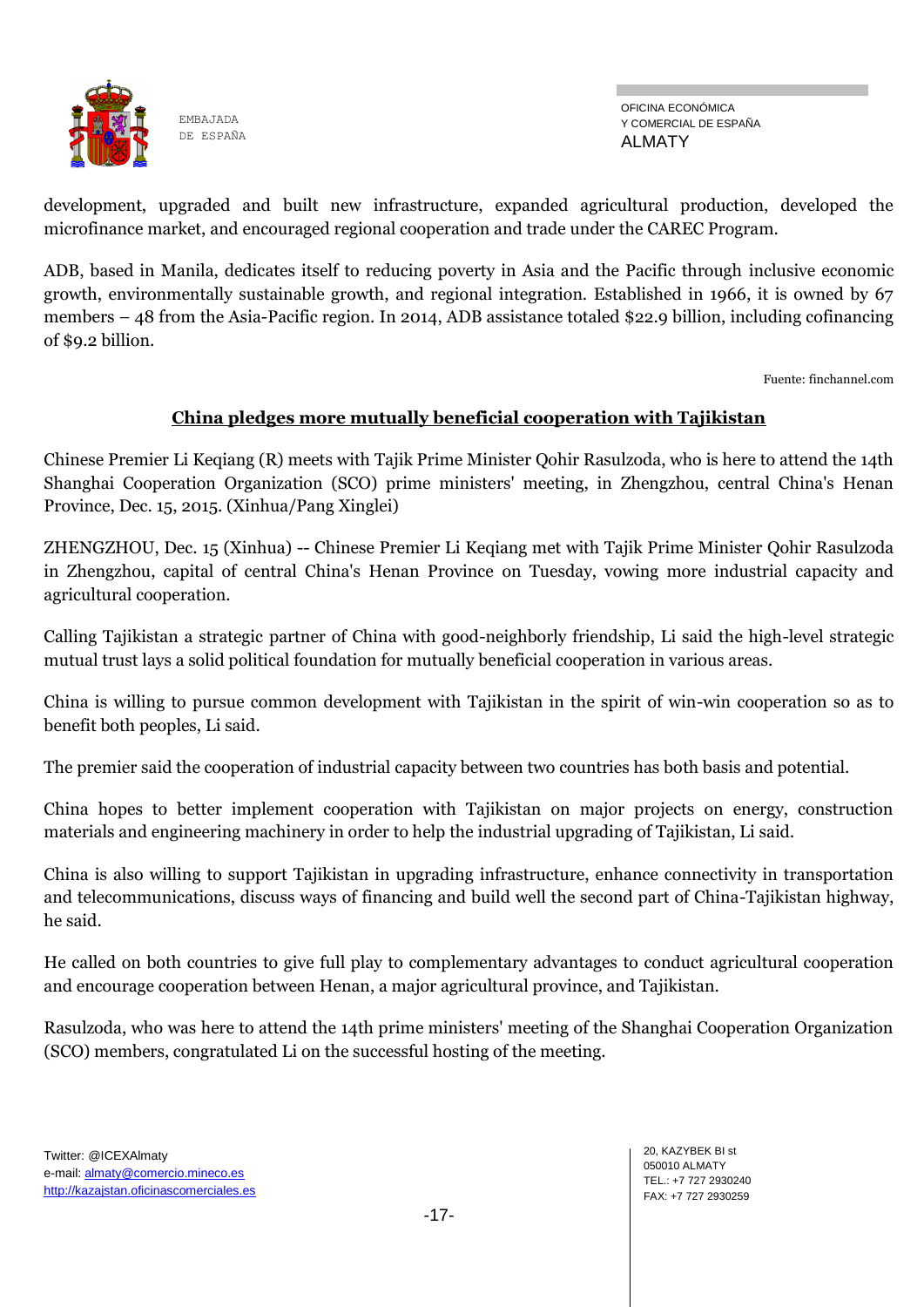development, upgraded and built new infrastructure, expanded agricultural production, developed the microfinance market, and encouraged regional cooperation and trade under the CAREC Program.

ADB, based in Manila, dedicates itself to reducing poverty in Asia and the Pacific through inclusive economic growth, environmentally sustainable growth, and regional integration. Established in 1966, it is owned by 67 members – 48 from the Asia-Pacific region. In 2014, ADB assistance totaled $22.9 billion, including cofinancing of $9.2 billion.

Fuente: finchannel.com

## China pledges more mutually beneficial cooperation with Tajikistan

Chinese Premier Li Keqiang (R) meets with Tajik Prime Minister Qohir Rasulzoda, who is here to attend the 14th Shanghai Cooperation Organization (SCO) prime ministers' meeting, in Zhengzhou, central China's Henan Province, Dec. 15, 2015. (Xinhua/Pang Xinglei)

ZHENGZHOU, Dec. 15 (Xinhua) -- Chinese Premier Li Keqiang met with Tajik Prime Minister Qohir Rasulzoda in Zhengzhou, capital of central China's Henan Province on Tuesday, vowing more industrial capacity and agricultural cooperation.

Calling Tajikistan a strategic partner of China with good-neighborly friendship, Li said the high-level strategic mutual trust lays a solid political foundation for mutually beneficial cooperation in various areas.

China is willing to pursue common development with Tajikistan in the spirit of win-win cooperation so as to benefit both peoples, Li said.

The premier said the cooperation of industrial capacity between two countries has both basis and potential.

China hopes to better implement cooperation with Tajikistan on major projects on energy, construction materials and engineering machinery in order to help the industrial upgrading of Tajikistan, Li said.

China is also willing to support Tajikistan in upgrading infrastructure, enhance connectivity in transportation and telecommunications, discuss ways of financing and build well the second part of China-Tajikistan highway, he said.

He called on both countries to give full play to complementary advantages to conduct agricultural cooperation and encourage cooperation between Henan, a major agricultural province, and Tajikistan.

Rasulzoda, who was here to attend the 14th prime ministers' meeting of the Shanghai Cooperation Organization (SCO) members, congratulated Li on the successful hosting of the meeting.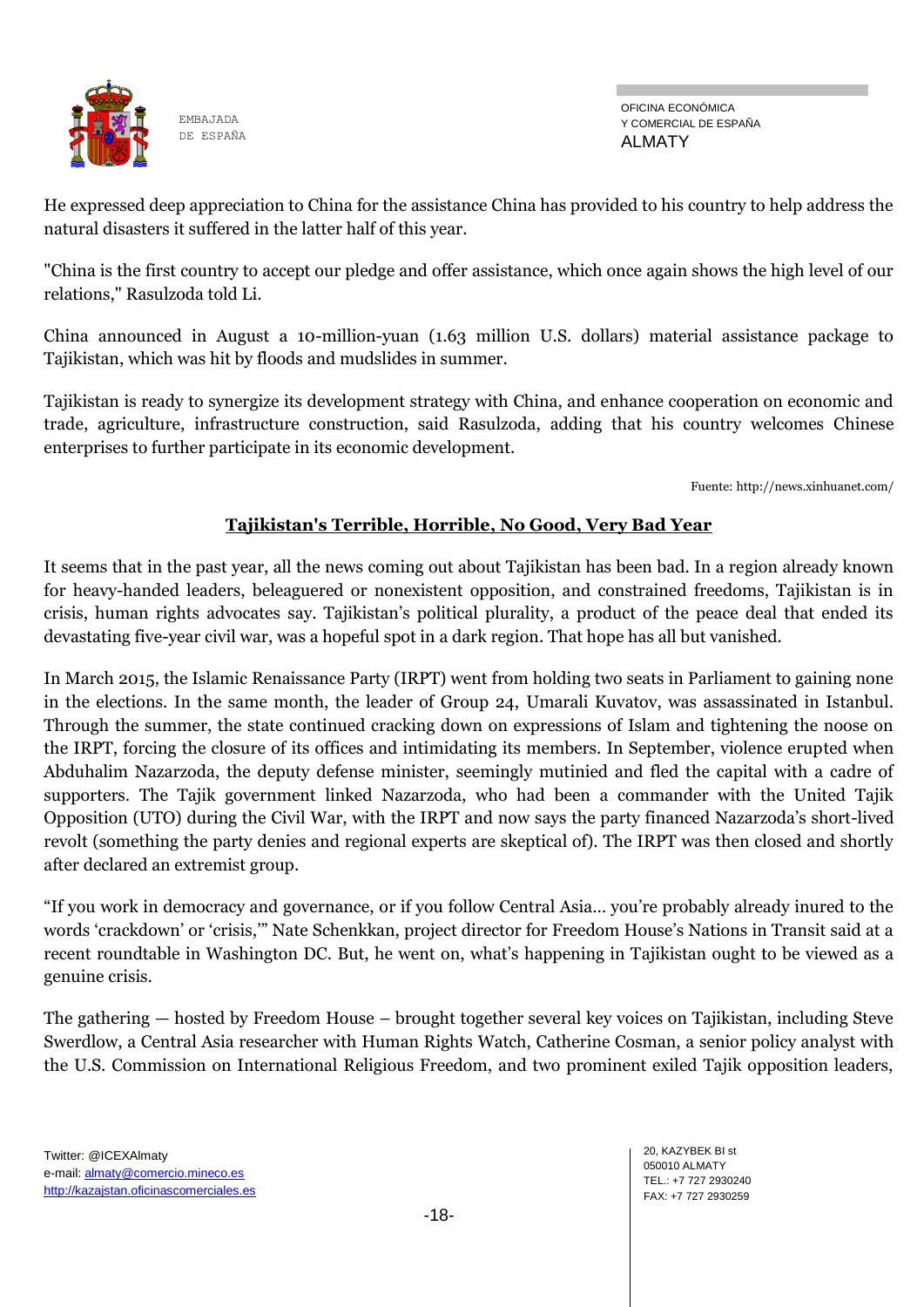He expressed deep appreciation to China for the assistance China has provided to his country to help address the natural disasters it suffered in the latter half of this year.

"China is the first country to accept our pledge and offer assistance, which once again shows the high level of our relations," Rasulzoda told Li.

China announced in August a 10-million-yuan (1.63 million U.S. dollars) material assistance package to Tajikistan, which was hit by floods and mudslides in summer.

Tajikistan is ready to synergize its development strategy with China, and enhance cooperation on economic and trade, agriculture, infrastructure construction, said Rasulzoda, adding that his country welcomes Chinese enterprises to further participate in its economic development.

Fuente: http://news.xinhuanet.com/

## Tajikistan's Terrible, Horrible, No Good, Very Bad Year

It seems that in the past year, all the news coming out about Tajikistan has been bad. In a region already known for heavy-handed leaders, beleaguered or nonexistent opposition, and constrained freedoms, Tajikistan is in crisis, human rights advocates say. Tajikistan's political plurality, a product of the peace deal that ended its devastating five-year civil war, was a hopeful spot in a dark region. That hope has all but vanished.

In March 2015, the Islamic Renaissance Party (IRPT) went from holding two seats in Parliament to gaining none in the elections. In the same month, the leader of Group 24, Umarali Kuvatov, was assassinated in Istanbul. Through the summer, the state continued cracking down on expressions of Islam and tightening the noose on the IRPT, forcing the closure of its offices and intimidating its members. In September, violence erupted when Abduhalim Nazarzoda, the deputy defense minister, seemingly mutinied and fled the capital with a cadre of supporters. The Tajik government linked Nazarzoda, who had been a commander with the United Tajik Opposition (UTO) during the Civil War, with the IRPT and now says the party financed Nazarzoda's short-lived revolt (something the party denies and regional experts are skeptical of). The IRPT was then closed and shortly after declared an extremist group.

"If you work in democracy and governance, or if you follow Central Asia… you're probably already inured to the words 'crackdown' or 'crisis,'" Nate Schenkkan, project director for Freedom House's Nations in Transit said at a recent roundtable in Washington DC. But, he went on, what's happening in Tajikistan ought to be viewed as a genuine crisis.

The gathering — hosted by Freedom House – brought together several key voices on Tajikistan, including Steve Swerdlow, a Central Asia researcher with Human Rights Watch, Catherine Cosman, a senior policy analyst with the U.S. Commission on International Religious Freedom, and two prominent exiled Tajik opposition leaders,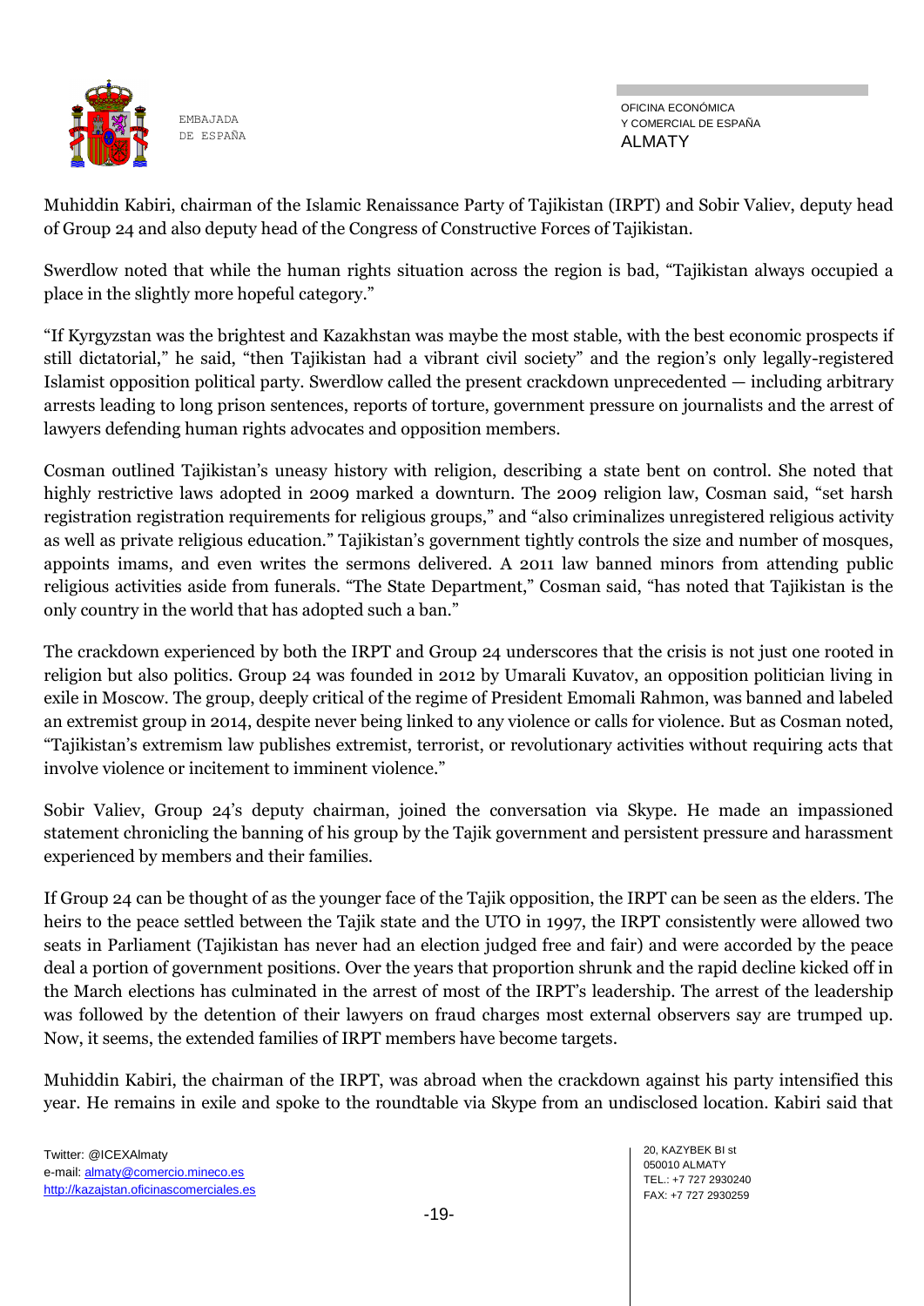Muhiddin Kabiri, chairman of the Islamic Renaissance Party of Tajikistan (IRPT) and Sobir Valiev, deputy head of Group 24 and also deputy head of the Congress of Constructive Forces of Tajikistan.

Swerdlow noted that while the human rights situation across the region is bad, "Tajikistan always occupied a place in the slightly more hopeful category."

"If Kyrgyzstan was the brightest and Kazakhstan was maybe the most stable, with the best economic prospects if still dictatorial," he said, "then Tajikistan had a vibrant civil society" and the region's only legally-registered Islamist opposition political party. Swerdlow called the present crackdown unprecedented — including arbitrary arrests leading to long prison sentences, reports of torture, government pressure on journalists and the arrest of lawyers defending human rights advocates and opposition members.

Cosman outlined Tajikistan's uneasy history with religion, describing a state bent on control. She noted that highly restrictive laws adopted in 2009 marked a downturn. The 2009 religion law, Cosman said, "set harsh registration registration requirements for religious groups," and "also criminalizes unregistered religious activity as well as private religious education." Tajikistan's government tightly controls the size and number of mosques, appoints imams, and even writes the sermons delivered. A 2011 law banned minors from attending public religious activities aside from funerals. "The State Department," Cosman said, "has noted that Tajikistan is the only country in the world that has adopted such a ban."

The crackdown experienced by both the IRPT and Group 24 underscores that the crisis is not just one rooted in religion but also politics. Group 24 was founded in 2012 by Umarali Kuvatov, an opposition politician living in exile in Moscow. The group, deeply critical of the regime of President Emomali Rahmon, was banned and labeled an extremist group in 2014, despite never being linked to any violence or calls for violence. But as Cosman noted, "Tajikistan's extremism law publishes extremist, terrorist, or revolutionary activities without requiring acts that involve violence or incitement to imminent violence."

Sobir Valiev, Group 24's deputy chairman, joined the conversation via Skype. He made an impassioned statement chronicling the banning of his group by the Tajik government and persistent pressure and harassment experienced by members and their families.

If Group 24 can be thought of as the younger face of the Tajik opposition, the IRPT can be seen as the elders. The heirs to the peace settled between the Tajik state and the UTO in 1997, the IRPT consistently were allowed two seats in Parliament (Tajikistan has never had an election judged free and fair) and were accorded by the peace deal a portion of government positions. Over the years that proportion shrunk and the rapid decline kicked off in the March elections has culminated in the arrest of most of the IRPT's leadership. The arrest of the leadership was followed by the detention of their lawyers on fraud charges most external observers say are trumped up. Now, it seems, the extended families of IRPT members have become targets.

Muhiddin Kabiri, the chairman of the IRPT, was abroad when the crackdown against his party intensified this year. He remains in exile and spoke to the roundtable via Skype from an undisclosed location. Kabiri said that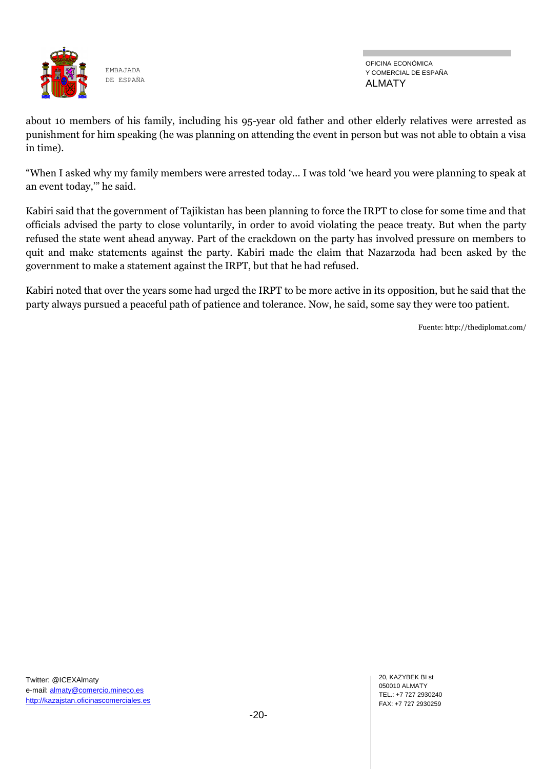about 10 members of his family, including his 95-year old father and other elderly relatives were arrested as punishment for him speaking (he was planning on attending the event in person but was not able to obtain a visa in time).

"When I asked why my family members were arrested today… I was told 'we heard you were planning to speak at an event today,'" he said.

Kabiri said that the government of Tajikistan has been planning to force the IRPT to close for some time and that officials advised the party to close voluntarily, in order to avoid violating the peace treaty. But when the party refused the state went ahead anyway. Part of the crackdown on the party has involved pressure on members to quit and make statements against the party. Kabiri made the claim that Nazarzoda had been asked by the government to make a statement against the IRPT, but that he had refused.

Kabiri noted that over the years some had urged the IRPT to be more active in its opposition, but he said that the party always pursued a peaceful path of patience and tolerance. Now, he said, some say they were too patient.

Fuente: http://thediplomat.com/